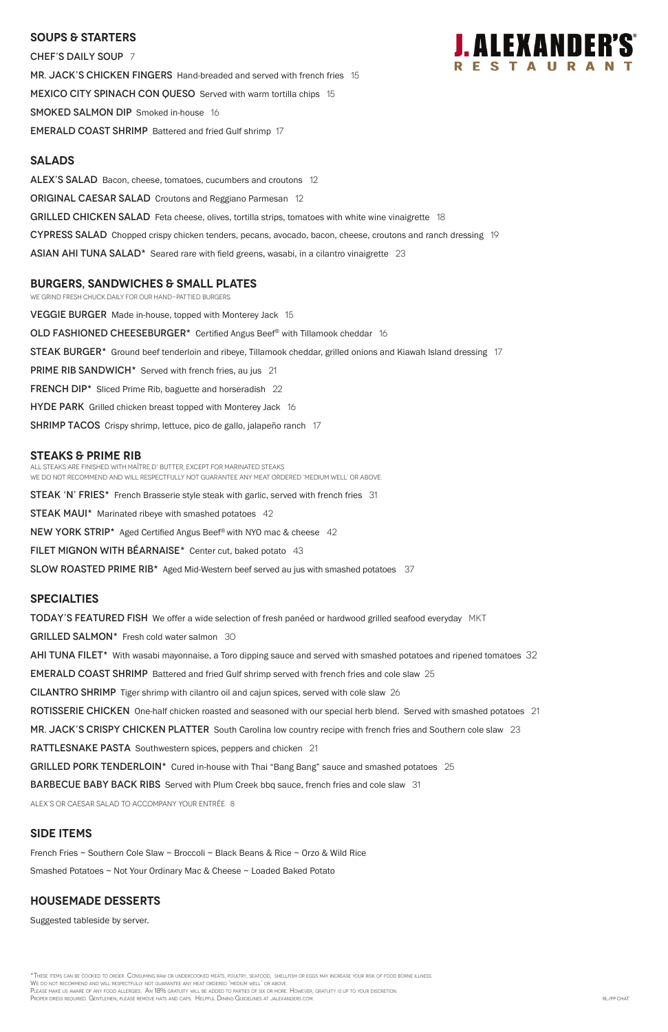# J. ALEXANDER'S® RESTAURANT

## SOUPS & STARTERS

**CHEF'S DAILY SOUP** 7

**MR. JACK'S CHICKEN FINGERS** Hand-breaded and served with french fries 15

**MEXICO CITY SPINACH CON QUESO** Served with warm tortilla chips 15

**SMOKED SALMON DIP** Smoked in-house 16

**EMERALD COAST SHRIMP** Battered and fried Gulf shrimp 17

## SALADS

**ALEX'S SALAD** Bacon, cheese, tomatoes, cucumbers and croutons 12

**ORIGINAL CAESAR SALAD** Croutons and Reggiano Parmesan 12

**GRILLED CHICKEN SALAD** Feta cheese, olives, tortilla strips, tomatoes with white wine vinaigrette 18

**CYPRESS SALAD** Chopped crispy chicken tenders, pecans, avocado, bacon, cheese, croutons and ranch dressing 19

**ASIAN AHI TUNA SALAD*** Seared rare with field greens, wasabi, in a cilantro vinaigrette 23

## BURGERS, SANDWICHES & SMALL PLATES

WE GRIND FRESH CHUCK DAILY FOR OUR HAND-PATTIED BURGERS.

**VEGGIE BURGER** Made in-house, topped with Monterey Jack 15

**OLD FASHIONED CHEESEBURGER*** Certified Angus Beef® with Tillamook cheddar 16

**STEAK BURGER*** Ground beef tenderloin and ribeye, Tillamook cheddar, grilled onions and Kiawah Island dressing 17

**PRIME RIB SANDWICH*** Served with french fries, au jus 21

**FRENCH DIP*** Sliced Prime Rib, baguette and horseradish 22

**HYDE PARK** Grilled chicken breast topped with Monterey Jack 16

**SHRIMP TACOS** Crispy shrimp, lettuce, pico de gallo, jalapeño ranch 17

## STEAKS & PRIME RIB

ALL STEAKS ARE FINISHED WITH MAÎTRE D' BUTTER, EXCEPT FOR MARINATED STEAKS.
WE DO NOT RECOMMEND AND WILL RESPECTFULLY NOT GUARANTEE ANY MEAT ORDERED 'MEDIUM WELL' OR ABOVE.

**STEAK 'N' FRIES*** French Brasserie style steak with garlic, served with french fries 31

**STEAK MAUI*** Marinated ribeye with smashed potatoes 42

**NEW YORK STRIP*** Aged Certified Angus Beef® with NYO mac & cheese 42

**FILET MIGNON WITH BÉARNAISE*** Center cut, baked potato 43

**SLOW ROASTED PRIME RIB*** Aged Mid-Western beef served au jus with smashed potatoes 37

## SPECIALTIES

**TODAY'S FEATURED FISH** We offer a wide selection of fresh panéed or hardwood grilled seafood everyday MKT

**GRILLED SALMON*** Fresh cold water salmon 30

**AHI TUNA FILET*** With wasabi mayonnaise, a Toro dipping sauce and served with smashed potatoes and ripened tomatoes 32

**EMERALD COAST SHRIMP** Battered and fried Gulf shrimp served with french fries and cole slaw 25

**CILANTRO SHRIMP** Tiger shrimp with cilantro oil and cajun spices, served with cole slaw 26

**ROTISSERIE CHICKEN** One-half chicken roasted and seasoned with our special herb blend. Served with smashed potatoes 21

**MR. JACK'S CRISPY CHICKEN PLATTER** South Carolina low country recipe with french fries and Southern cole slaw 23

**RATTLESNAKE PASTA** Southwestern spices, peppers and chicken 21

**GRILLED PORK TENDERLOIN*** Cured in-house with Thai "Bang Bang" sauce and smashed potatoes 25

**BARBECUE BABY BACK RIBS** Served with Plum Creek bbq sauce, french fries and cole slaw 31

ALEX'S OR CAESAR SALAD TO ACCOMPANY YOUR ENTRÉE 8

## SIDE ITEMS

French Fries ~ Southern Cole Slaw ~ Broccoli ~ Black Beans & Rice ~ Orzo & Wild Rice

Smashed Potatoes ~ Not Your Ordinary Mac & Cheese ~ Loaded Baked Potato

## HOUSEMADE DESSERTS

Suggested tableside by server.

*These items can be cooked to order. Consuming raw or undercooked meats, poultry, seafood, shellfish or eggs may increase your risk of food borne illness.
We do not recommend and will respectfully not guarantee any meat ordered 'medium well' or above.
Please make us aware of any food allergies. An 18% gratuity will be added to parties of six or more. However, gratuity is up to your discretion.
Proper dress required. Gentlemen, please remove hats and caps. Helpful Dining Guidelines at jalexanders.com.

RL/PP CHAT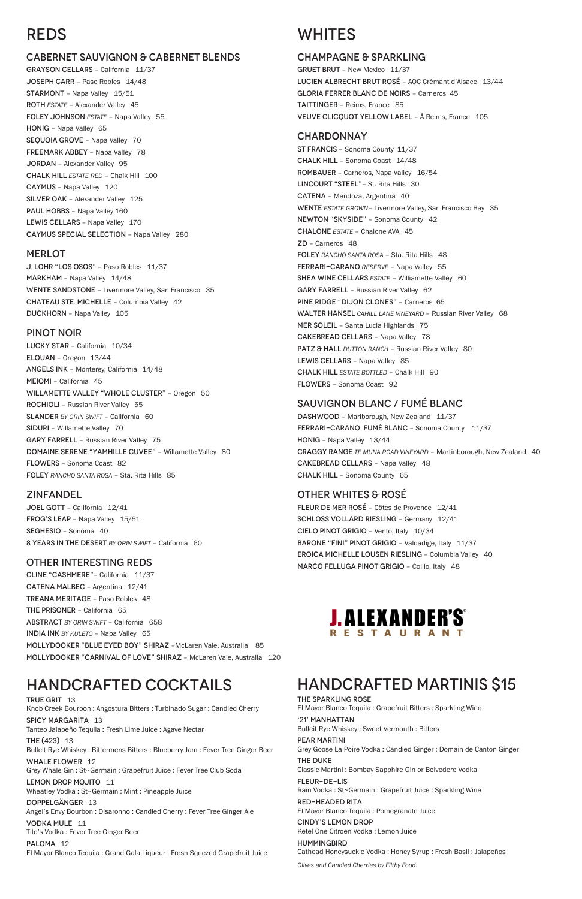# REDS

## CABERNET SAUVIGNON & CABERNET BLENDS

**GRAYSON CELLARS** – California 11/37
**JOSEPH CARR** – Paso Robles 14/48
**STARMONT** – Napa Valley 15/51
**ROTH** *ESTATE* – Alexander Valley 45
**FOLEY JOHNSON** *ESTATE* – Napa Valley 55
**HONIG** – Napa Valley 65
**SEQUOIA GROVE** – Napa Valley 70
**FREEMARK ABBEY** – Napa Valley 78
**JORDAN** – Alexander Valley 95
**CHALK HILL** *ESTATE RED* – Chalk Hill 100
**CAYMUS** – Napa Valley 120
**SILVER OAK** – Alexander Valley 125
**PAUL HOBBS** – Napa Valley 160
**LEWIS CELLARS** – Napa Valley 170
**CAYMUS SPECIAL SELECTION** – Napa Valley 280

## MERLOT

**J. LOHR "LOS OSOS"** – Paso Robles 11/37
**MARKHAM** – Napa Valley 14/48
**WENTE SANDSTONE** – Livermore Valley, San Francisco 35
**CHATEAU STE. MICHELLE** – Columbia Valley 42
**DUCKHORN** – Napa Valley 105

## PINOT NOIR

**LUCKY STAR** – California 10/34
**ELOUAN** – Oregon 13/44
**ANGELS INK** – Monterey, California 14/48
**MEIOMI** – California 45
**WILLAMETTE VALLEY "WHOLE CLUSTER"** – Oregon 50
**ROCHIOLI** – Russian River Valley 55
**SLANDER** *BY ORIN SWIFT* – California 60
**SIDURI** – Willamette Valley 70
**GARY FARRELL** – Russian River Valley 75
**DOMAINE SERENE "YAMHILLE CUVEE"** – Willamette Valley 80
**FLOWERS** – Sonoma Coast 82
**FOLEY** *RANCHO SANTA ROSA* – Sta. Rita Hills 85

## ZINFANDEL

**JOEL GOTT** – California 12/41
**FROG'S LEAP** – Napa Valley 15/51
**SEGHESIO** – Sonoma 40
**8 YEARS IN THE DESERT** *BY ORIN SWIFT* – California 60

## OTHER INTERESTING REDS

**CLINE "CASHMERE"** – California 11/37
**CATENA MALBEC** – Argentina 12/41
**TREANA MERITAGE** – Paso Robles 48
**THE PRISONER** – California 65
**ABSTRACT** *BY ORIN SWIFT* – California 658
**INDIA INK** *BY KULETO* – Napa Valley 65
**MOLLYDOOKER "BLUE EYED BOY" SHIRAZ** –McLaren Vale, Australia 85
**MOLLYDOOKER "CARNIVAL OF LOVE" SHIRAZ** – McLaren Vale, Australia 120

# WHITES

## CHAMPAGNE & SPARKLING

**GRUET BRUT** – New Mexico 11/37
**LUCIEN ALBRECHT BRUT ROSÉ** – AOC Crémant d'Alsace 13/44
**GLORIA FERRER BLANC DE NOIRS** – Carneros 45
**TAITTINGER** – Reims, France 85
**VEUVE CLICQUOT YELLOW LABEL** – Á Reims, France 105

## CHARDONNAY

**ST FRANCIS** – Sonoma County 11/37
**CHALK HILL** – Sonoma Coast 14/48
**ROMBAUER** – Carneros, Napa Valley 16/54
**LINCOURT "STEEL"** – St. Rita Hills 30
**CATENA** – Mendoza, Argentina 40
**WENTE** *ESTATE GROWN* – Livermore Valley, San Francisco Bay 35
**NEWTON "SKYSIDE"** – Sonoma County 42
**CHALONE** *ESTATE* – Chalone AVA 45
**ZD** – Carneros 48
**FOLEY** *RANCHO SANTA ROSA* – Sta. Rita Hills 48
**FERRARI-CARANO** *RESERVE* – Napa Valley 55
**SHEA WINE CELLARS** *ESTATE* – Williamette Valley 60
**GARY FARRELL** – Russian River Valley 62
**PINE RIDGE "DIJON CLONES"** – Carneros 65
**WALTER HANSEL** *CAHILL LANE VINEYARD* – Russian River Valley 68
**MER SOLEIL** – Santa Lucia Highlands 75
**CAKEBREAD CELLARS** – Napa Valley 78
**PATZ & HALL** *DUTTON RANCH* – Russian River Valley 80
**LEWIS CELLARS** – Napa Valley 85
**CHALK HILL** *ESTATE BOTTLED* – Chalk Hill 90
**FLOWERS** – Sonoma Coast 92

## SAUVIGNON BLANC / FUMÉ BLANC

**DASHWOOD** – Marlborough, New Zealand 11/37
**FERRARI-CARANO FUMÉ BLANC** – Sonoma County 11/37
**HONIG** – Napa Valley 13/44
**CRAGGY RANGE** *TE MUNA ROAD VINEYARD* – Martinborough, New Zealand 40
**CAKEBREAD CELLARS** – Napa Valley 48
**CHALK HILL** – Sonoma County 65

## OTHER WHITES & ROSÉ

**FLEUR DE MER ROSÉ** – Côtes de Provence 12/41
**SCHLOSS VOLLARD RIESLING** – Germany 12/41
**CIELO PINOT GRIGIO** – Vento, Italy 10/34
**BARONE "FINI" PINOT GRIGIO** – Valdadige, Italy 11/37
**EROICA MICHELLE LOUSEN RIESLING** – Columbia Valley 40
**MARCO FELLUGA PINOT GRIGIO** – Collio, Italy 48

J. ALEXANDER'S RESTAURANT

# HANDCRAFTED COCKTAILS

**TRUE GRIT** 13
Knob Creek Bourbon : Angostura Bitters : Turbinado Sugar : Candied Cherry

**SPICY MARGARITA** 13
Tanteo Jalapeño Tequila : Fresh Lime Juice : Agave Nectar

**THE (423)** 13
Bulleit Rye Whiskey : Bittermens Bitters : Blueberry Jam : Fever Tree Ginger Beer

**WHALE FLOWER** 12
Grey Whale Gin : St~Germain : Grapefruit Juice : Fever Tree Club Soda

**LEMON DROP MOJITO** 11
Wheatley Vodka : St~Germain : Mint : Pineapple Juice

**DOPPELGÄNGER** 13
Angel's Envy Bourbon : Disaronno : Candied Cherry : Fever Tree Ginger Ale

**VODKA MULE** 11
Tito's Vodka : Fever Tree Ginger Beer

**PALOMA** 12
El Mayor Blanco Tequila : Grand Gala Liqueur : Fresh Sqeezed Grapefruit Juice

# HANDCRAFTED MARTINIS $15

**THE SPARKLING ROSE**
El Mayor Blanco Tequila : Grapefruit Bitters : Sparkling Wine

**'21' MANHATTAN**
Bulleit Rye Whiskey : Sweet Vermouth : Bitters

**PEAR MARTINI**
Grey Goose La Poire Vodka : Candied Ginger : Domain de Canton Ginger

**THE DUKE**
Classic Martini : Bombay Sapphire Gin or Belvedere Vodka

**FLEUR-DE-LIS**
Rain Vodka : St~Germain : Grapefruit Juice : Sparkling Wine

**RED-HEADED RITA**
El Mayor Blanco Tequila : Pomegranate Juice

**CINDY'S LEMON DROP**
Ketel One Citroen Vodka : Lemon Juice

**HUMMINGBIRD**
Cathead Honeysuckle Vodka : Honey Syrup : Fresh Basil : Jalapeños

*Olives and Candied Cherries by Filthy Food.*